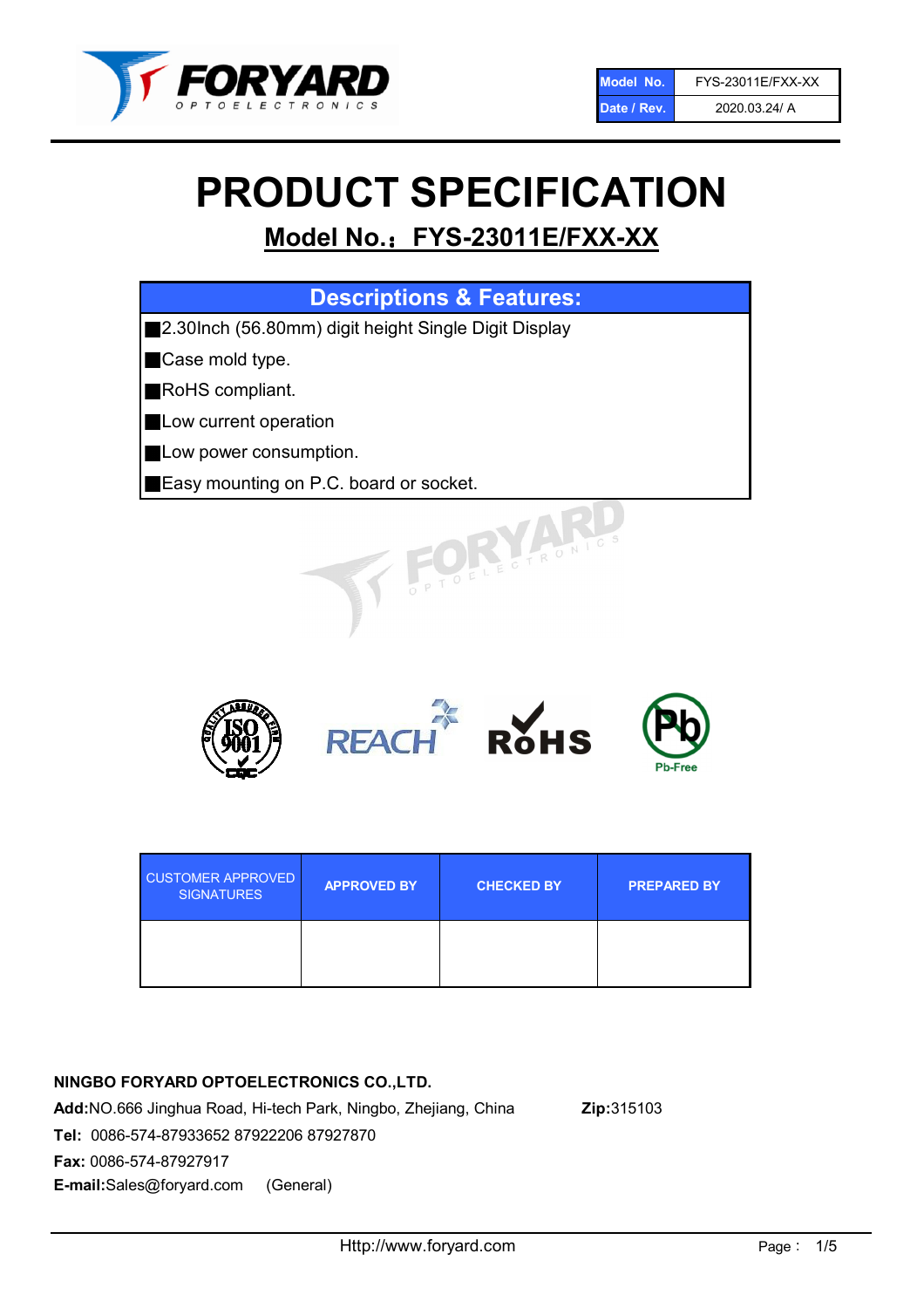| Model No. | FYS-23011E/FXX-XX |
|---|---|
| Date / Rev. | 2020.03.24/ A |

# PRODUCT SPECIFICATION

## Model No.：FYS-23011E/FXX-XX

| Descriptions & Features: |
|---|
| ■2.30Inch (56.80mm) digit height Single Digit Display |
| ■Case mold type. |
| ■RoHS compliant. |
| ■Low current operation |
| ■Low power consumption. |
| ■Easy mounting on P.C. board or socket. |

| CUSTOMER APPROVED SIGNATURES | APPROVED BY | CHECKED BY | PREPARED BY |
|---|---|---|---|
| | | | |

**NINGBO FORYARD OPTOELECTRONICS CO.,LTD.**

**Add:**NO.666 Jinghua Road, Hi-tech Park, Ningbo, Zhejiang, China **Zip:**315103

**Tel:** 0086-574-87933652 87922206 87927870

**Fax:** 0086-574-87927917

**E-mail:**Sales@foryard.com (General)

Http://www.foryard.com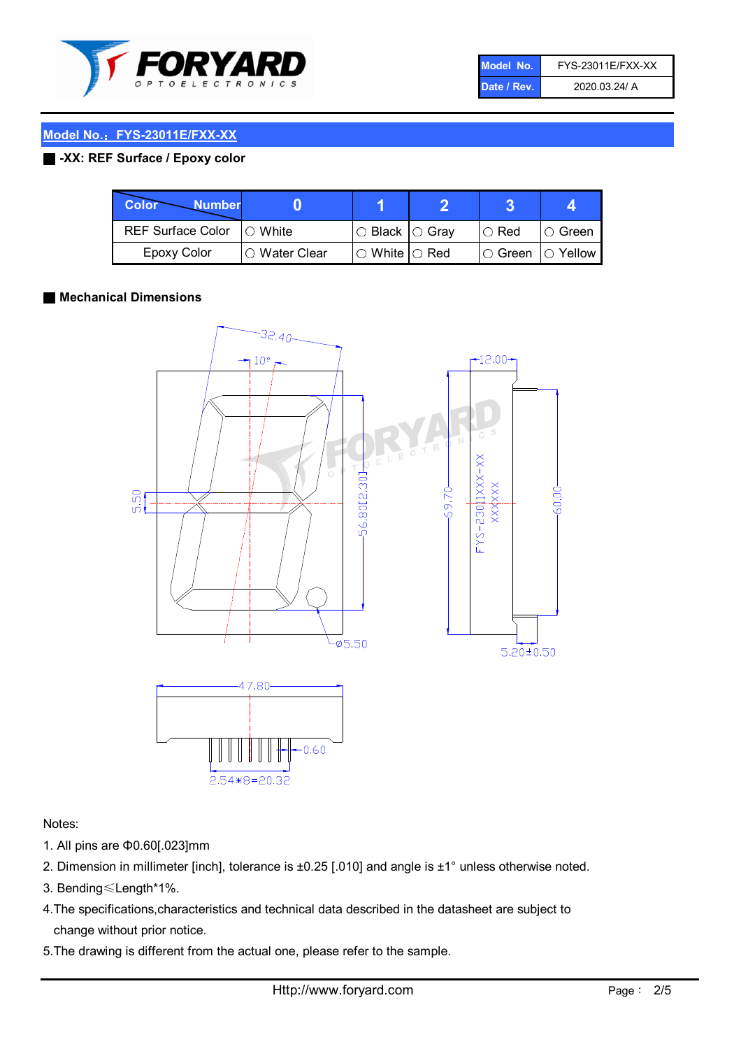| Model No. | FYS-23011E/FXX-XX |
| --- | --- |
| Date / Rev. | 2020.03.24/ A |

## Model No.：FYS-23011E/FXX-XX

**-XX: REF Surface / Epoxy color**

| Color \ Number | 0 | 1 | 2 | 3 | 4 |
| --- | --- | --- | --- | --- | --- |
| REF Surface Color | ○ White | ○ Black | ○ Gray | ○ Red | ○ Green |
| Epoxy Color | ○ Water Clear | ○ White | ○ Red | ○ Green | ○ Yellow |

**Mechanical Dimensions**

32.40
10°
5.50
56.80[2.30]
ϕ5.50
12.00
69.70
FYS-23011XXX-XX
XXXXXX
60.00
5.20±0.50
47.80
0.60
2.54*8=20.32

Notes:

1. All pins are Φ0.60[.023]mm
2. Dimension in millimeter [inch], tolerance is ±0.25 [.010] and angle is ±1° unless otherwise noted.
3. Bending≤Length*1%.
4. The specifications,characteristics and technical data described in the datasheet are subject to change without prior notice.
5. The drawing is different from the actual one, please refer to the sample.

Http://www.foryard.com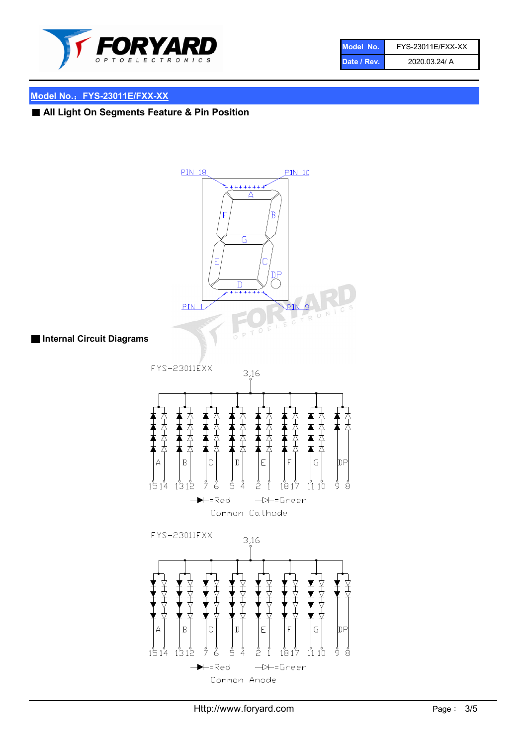## Model No.：FYS-23011E/FXX-XX

### ■ All Light On Segments Feature & Pin Position

PIN 18　PIN 10

PIN 1　PIN 9

### ■ Internal Circuit Diagrams

FYS-23011EXX

3,16

| A | B | C | D | E | F | G | DP |
|---|---|---|---|---|---|---|---|
| 15 14 | 13 12 | 7 6 | 5 4 | 2 1 | 18 17 | 11 10 | 9 8 |

=Red　=Green

Common Cathode

FYS-23011FXX

3,16

| A | B | C | D | E | F | G | DP |
|---|---|---|---|---|---|---|---|
| 15 14 | 13 12 | 7 6 | 5 4 | 2 1 | 18 17 | 11 10 | 9 8 |

=Red　=Green

Common Anode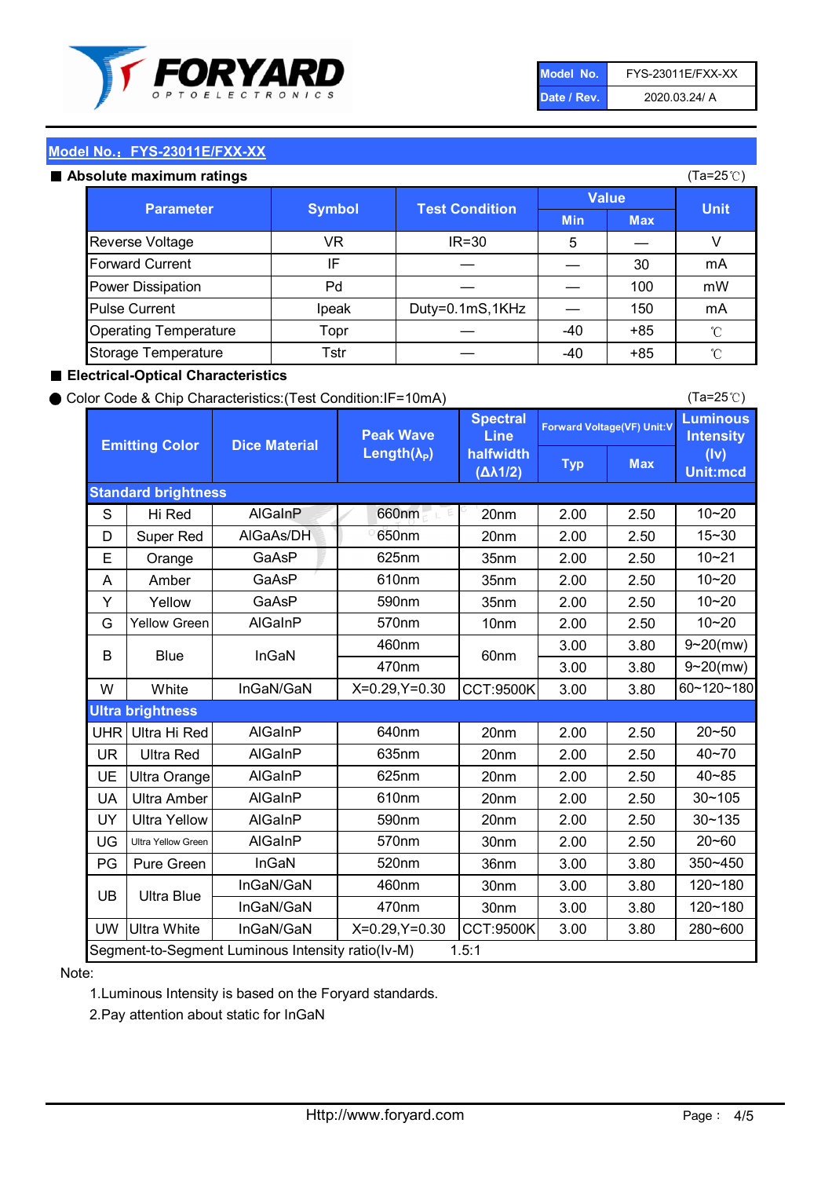| Model No. | FYS-23011E/FXX-XX |
|---|---|
| Date / Rev. | 2020.03.24/ A |

## Model No.：FYS-23011E/FXX-XX

### ■ Absolute maximum ratings

(Ta=25℃)

| Parameter | Symbol | Test Condition | Value | | Unit |
|---|---|---|---|---|---|
| | | | Min | Max | |
| Reverse Voltage | VR | IR=30 | 5 | — | V |
| Forward Current | IF | — | — | 30 | mA |
| Power Dissipation | Pd | — | — | 100 | mW |
| Pulse Current | Ipeak | Duty=0.1mS,1KHz | — | 150 | mA |
| Operating Temperature | Topr | — | -40 | +85 | ℃ |
| Storage Temperature | Tstr | — | -40 | +85 | ℃ |

### ■ Electrical-Optical Characteristics

● Color Code & Chip Characteristics:(Test Condition:IF=10mA)

(Ta=25℃)

| Emitting Color | | Dice Material | Peak Wave Length($\lambda_P$) | Spectral Line halfwidth ($\Delta\lambda 1/2$) | Forward Voltage(VF) Unit:V | | Luminous Intensity (Iv) Unit:mcd |
|---|---|---|---|---|---|---|---|
| | | | | | Typ | Max | |
| **Standard brightness** | | | | | | | |
| S | Hi Red | AlGaInP | 660nm | 20nm | 2.00 | 2.50 | 10~20 |
| D | Super Red | AlGaAs/DH | 650nm | 20nm | 2.00 | 2.50 | 15~30 |
| E | Orange | GaAsP | 625nm | 35nm | 2.00 | 2.50 | 10~21 |
| A | Amber | GaAsP | 610nm | 35nm | 2.00 | 2.50 | 10~20 |
| Y | Yellow | GaAsP | 590nm | 35nm | 2.00 | 2.50 | 10~20 |
| G | Yellow Green | AlGaInP | 570nm | 10nm | 2.00 | 2.50 | 10~20 |
| B | Blue | InGaN | 460nm | 60nm | 3.00 | 3.80 | 9~20(mw) |
| | | | 470nm | | 3.00 | 3.80 | 9~20(mw) |
| W | White | InGaN/GaN | X=0.29,Y=0.30 | CCT:9500K | 3.00 | 3.80 | 60~120~180 |
| **Ultra brightness** | | | | | | | |
| UHR | Ultra Hi Red | AlGaInP | 640nm | 20nm | 2.00 | 2.50 | 20~50 |
| UR | Ultra Red | AlGaInP | 635nm | 20nm | 2.00 | 2.50 | 40~70 |
| UE | Ultra Orange | AlGaInP | 625nm | 20nm | 2.00 | 2.50 | 40~85 |
| UA | Ultra Amber | AlGaInP | 610nm | 20nm | 2.00 | 2.50 | 30~105 |
| UY | Ultra Yellow | AlGaInP | 590nm | 20nm | 2.00 | 2.50 | 30~135 |
| UG | Ultra Yellow Green | AlGaInP | 570nm | 30nm | 2.00 | 2.50 | 20~60 |
| PG | Pure Green | InGaN | 520nm | 36nm | 3.00 | 3.80 | 350~450 |
| UB | Ultra Blue | InGaN/GaN | 460nm | 30nm | 3.00 | 3.80 | 120~180 |
| | | InGaN/GaN | 470nm | 30nm | 3.00 | 3.80 | 120~180 |
| UW | Ultra White | InGaN/GaN | X=0.29,Y=0.30 | CCT:9500K | 3.00 | 3.80 | 280~600 |
| Segment-to-Segment Luminous Intensity ratio(Iv-M) | | | | 1.5:1 | | | |

Note:

1.Luminous Intensity is based on the Foryard standards.

2.Pay attention about static for InGaN

Http://www.foryard.com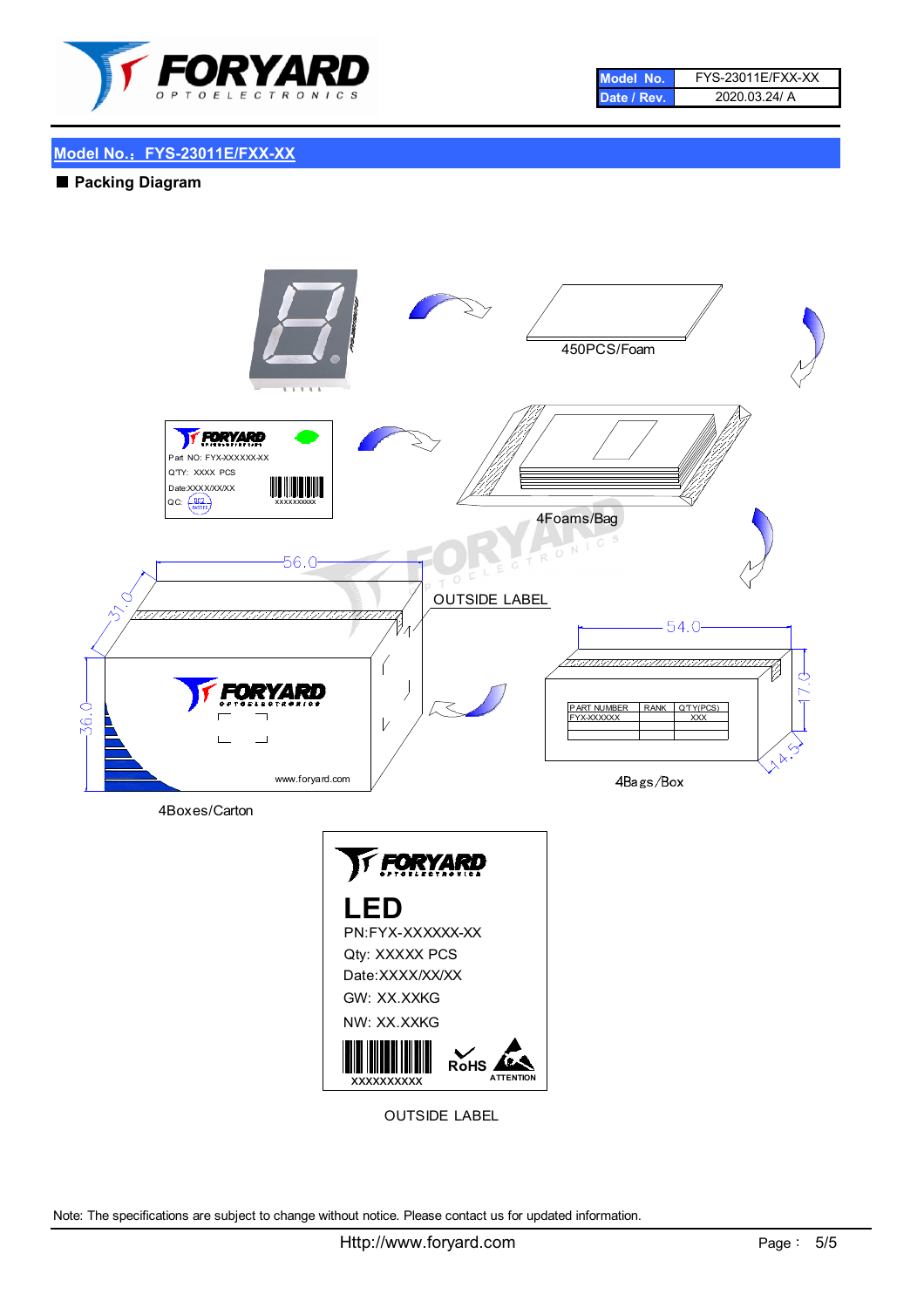## Model No.：FYS-23011E/FXX-XX

### ■ Packing Diagram

450PCS/Foam

Part NO: FYX-XXXXXXX-XX
Q'TY: XXXX PCS
Date:XXXX/XX/XX
QC:
XXXXXXXXXX

4Foams/Bag

56.0
31.0
36.0

OUTSIDE LABEL

www.foryard.com

4Boxes/Carton

54.0
17.0
14.5

| PART NUMBER | RANK | Q'TY(PCS) |
|---|---|---|
| FYX-XXXXXX | | XXX |
| | | |
| | | |

4Bags/Box

**LED**
PN:FYX-XXXXXX-XX
Qty: XXXXX PCS
Date:XXXX/XX/XX
GW: XX.XXKG
NW: XX.XXKG
XXXXXXXXXX
RoHS
ATTENTION

OUTSIDE LABEL

Note: The specifications are subject to change without notice. Please contact us for updated information.